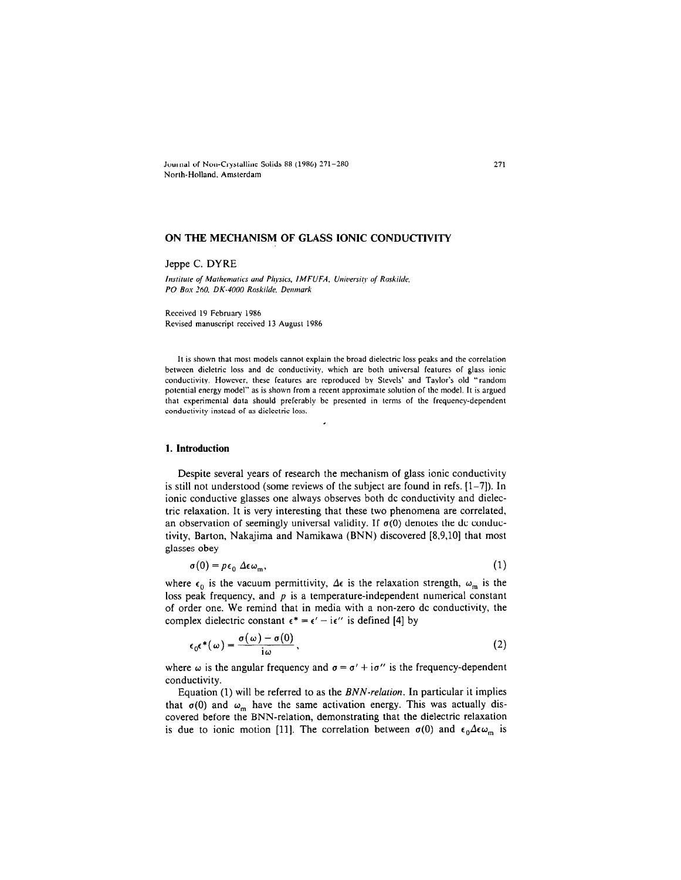# ON THE MECHANISM OF GLASS IONIC CONDUCTIVITY

Jeppe C. DYRE

*Institute of Mathematics and Physics, IMFUFA, University of Roskilde, PO Box 260, DK-4000 Roskilde, Denmark*

Received 19 February 1986
Revised manuscript received 13 August 1986

It is shown that most models cannot explain the broad dielectric loss peaks and the correlation between dielectric loss and dc conductivity, which are both universal features of glass ionic conductivity. However, these features are reproduced by Stevels' and Taylor's old "random potential energy model" as is shown from a recent approximate solution of the model. It is argued that experimental data should preferably be presented in terms of the frequency-dependent conductivity instead of as dielectric loss.

## 1. Introduction

Despite several years of research the mechanism of glass ionic conductivity is still not understood (some reviews of the subject are found in refs. [1–7]). In ionic conductive glasses one always observes both dc conductivity and dielectric relaxation. It is very interesting that these two phenomena are correlated, an observation of seemingly universal validity. If $\sigma(0)$ denotes the dc conductivity, Barton, Nakajima and Namikawa (BNN) discovered [8,9,10] that most glasses obey

$$\sigma(0) = p\epsilon_0\, \Delta\epsilon\, \omega_m, \tag{1}$$

where $\epsilon_0$ is the vacuum permittivity, $\Delta\epsilon$ is the relaxation strength, $\omega_m$ is the loss peak frequency, and $p$ is a temperature-independent numerical constant of order one. We remind that in media with a non-zero dc conductivity, the complex dielectric constant $\epsilon^* = \epsilon' - i\epsilon''$ is defined [4] by

$$\epsilon_0\epsilon^*(\omega) = \frac{\sigma(\omega) - \sigma(0)}{i\omega}, \tag{2}$$

where $\omega$ is the angular frequency and $\sigma = \sigma' + i\sigma''$ is the frequency-dependent conductivity.

Equation (1) will be referred to as the *BNN-relation*. In particular it implies that $\sigma(0)$ and $\omega_m$ have the same activation energy. This was actually discovered before the BNN-relation, demonstrating that the dielectric relaxation is due to ionic motion [11]. The correlation between $\sigma(0)$ and $\epsilon_0\Delta\epsilon\omega_m$ is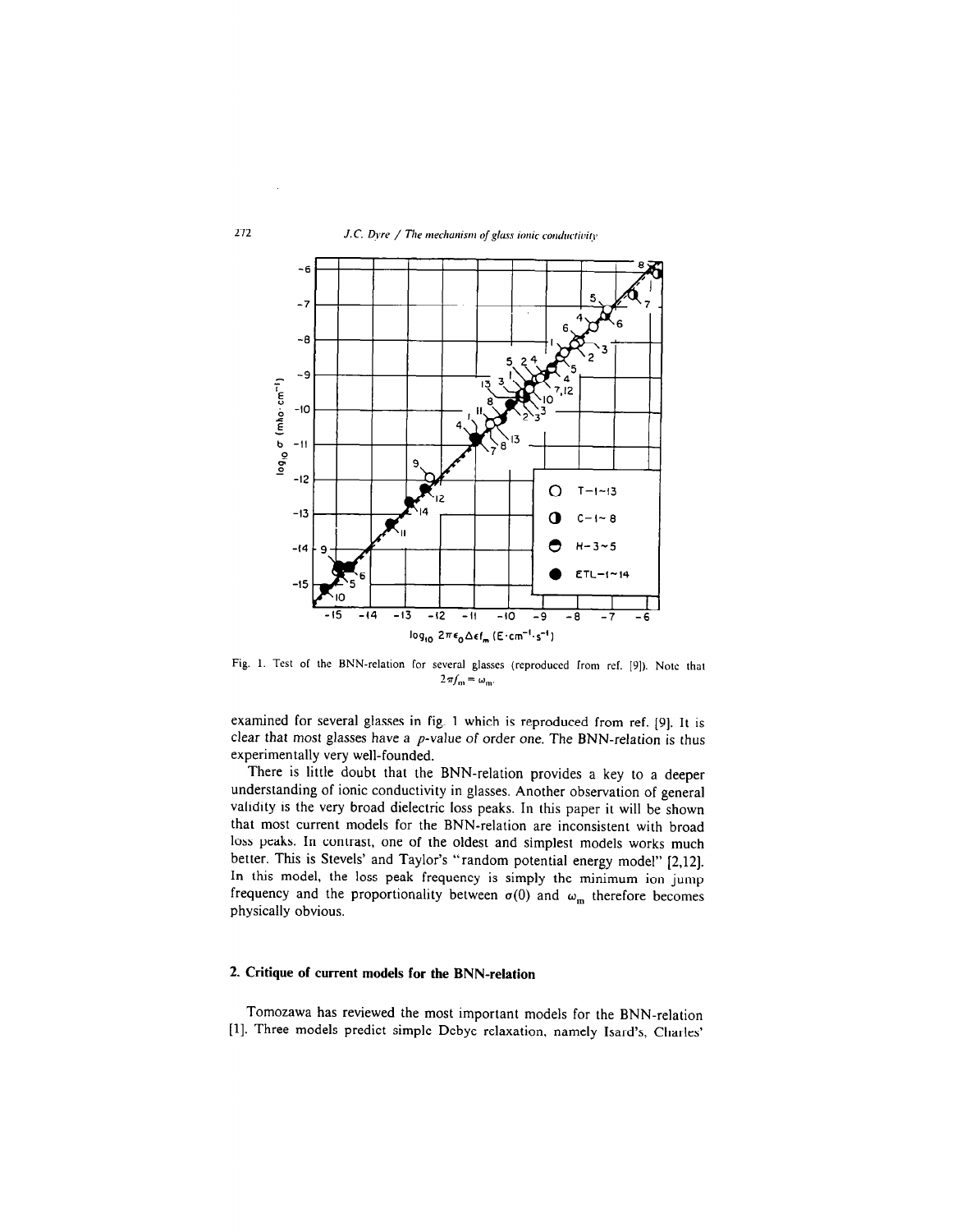Fig. 1. Test of the BNN-relation for several glasses (reproduced from ref. [9]). Note that $2\pi f_m = \omega_m$.

examined for several glasses in fig. 1 which is reproduced from ref. [9]. It is clear that most glasses have a $p$-value of order one. The BNN-relation is thus experimentally very well-founded.

There is little doubt that the BNN-relation provides a key to a deeper understanding of ionic conductivity in glasses. Another observation of general validity is the very broad dielectric loss peaks. In this paper it will be shown that most current models for the BNN-relation are inconsistent with broad loss peaks. In contrast, one of the oldest and simplest models works much better. This is Stevels' and Taylor's "random potential energy model" [2,12]. In this model, the loss peak frequency is simply the minimum ion jump frequency and the proportionality between $\sigma(0)$ and $\omega_m$ therefore becomes physically obvious.

## 2. Critique of current models for the BNN-relation

Tomozawa has reviewed the most important models for the BNN-relation [1]. Three models predict simple Debye relaxation, namely Isard's, Charles'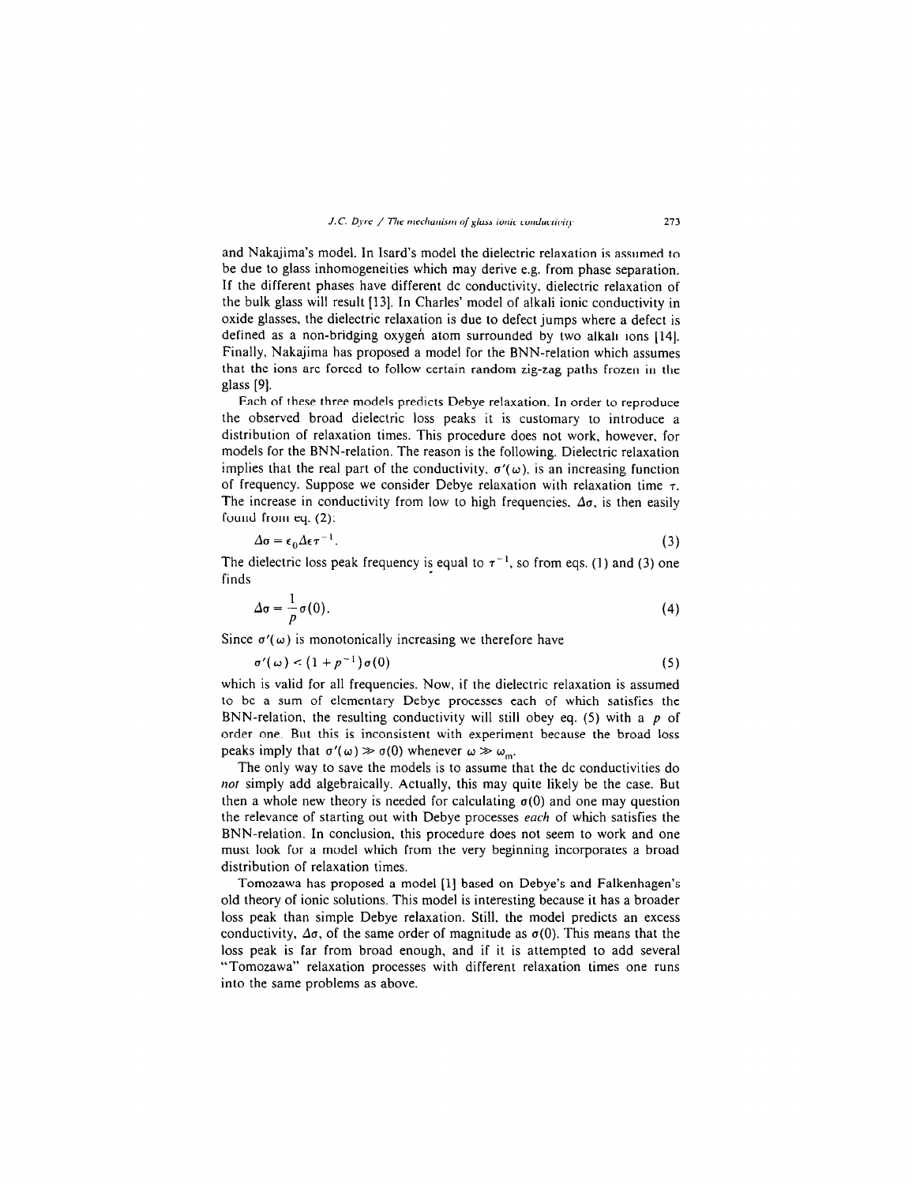and Nakajima's model. In Isard's model the dielectric relaxation is assumed to be due to glass inhomogeneities which may derive e.g. from phase separation. If the different phases have different dc conductivity, dielectric relaxation of the bulk glass will result [13]. In Charles' model of alkali ionic conductivity in oxide glasses, the dielectric relaxation is due to defect jumps where a defect is defined as a non-bridging oxygen atom surrounded by two alkali ions [14]. Finally, Nakajima has proposed a model for the BNN-relation which assumes that the ions are forced to follow certain random zig-zag paths frozen in the glass [9].

Each of these three models predicts Debye relaxation. In order to reproduce the observed broad dielectric loss peaks it is customary to introduce a distribution of relaxation times. This procedure does not work, however, for models for the BNN-relation. The reason is the following. Dielectric relaxation implies that the real part of the conductivity, $\sigma'(\omega)$, is an increasing function of frequency. Suppose we consider Debye relaxation with relaxation time $\tau$. The increase in conductivity from low to high frequencies, $\Delta\sigma$, is then easily found from eq. (2):

$$\Delta\sigma = \epsilon_0 \Delta\epsilon \tau^{-1}. \tag{3}$$

The dielectric loss peak frequency is equal to $\tau^{-1}$, so from eqs. (1) and (3) one finds

$$\Delta\sigma = \frac{1}{p}\sigma(0). \tag{4}$$

Since $\sigma'(\omega)$ is monotonically increasing we therefore have

$$\sigma'(\omega) < (1 + p^{-1})\sigma(0) \tag{5}$$

which is valid for all frequencies. Now, if the dielectric relaxation is assumed to be a sum of elementary Debye processes each of which satisfies the BNN-relation, the resulting conductivity will still obey eq. (5) with a $p$ of order one. But this is inconsistent with experiment because the broad loss peaks imply that $\sigma'(\omega) \gg \sigma(0)$ whenever $\omega \gg \omega_m$.

The only way to save the models is to assume that the dc conductivities do *not* simply add algebraically. Actually, this may quite likely be the case. But then a whole new theory is needed for calculating $\sigma(0)$ and one may question the relevance of starting out with Debye processes *each* of which satisfies the BNN-relation. In conclusion, this procedure does not seem to work and one must look for a model which from the very beginning incorporates a broad distribution of relaxation times.

Tomozawa has proposed a model [1] based on Debye's and Falkenhagen's old theory of ionic solutions. This model is interesting because it has a broader loss peak than simple Debye relaxation. Still, the model predicts an excess conductivity, $\Delta\sigma$, of the same order of magnitude as $\sigma(0)$. This means that the loss peak is far from broad enough, and if it is attempted to add several "Tomozawa" relaxation processes with different relaxation times one runs into the same problems as above.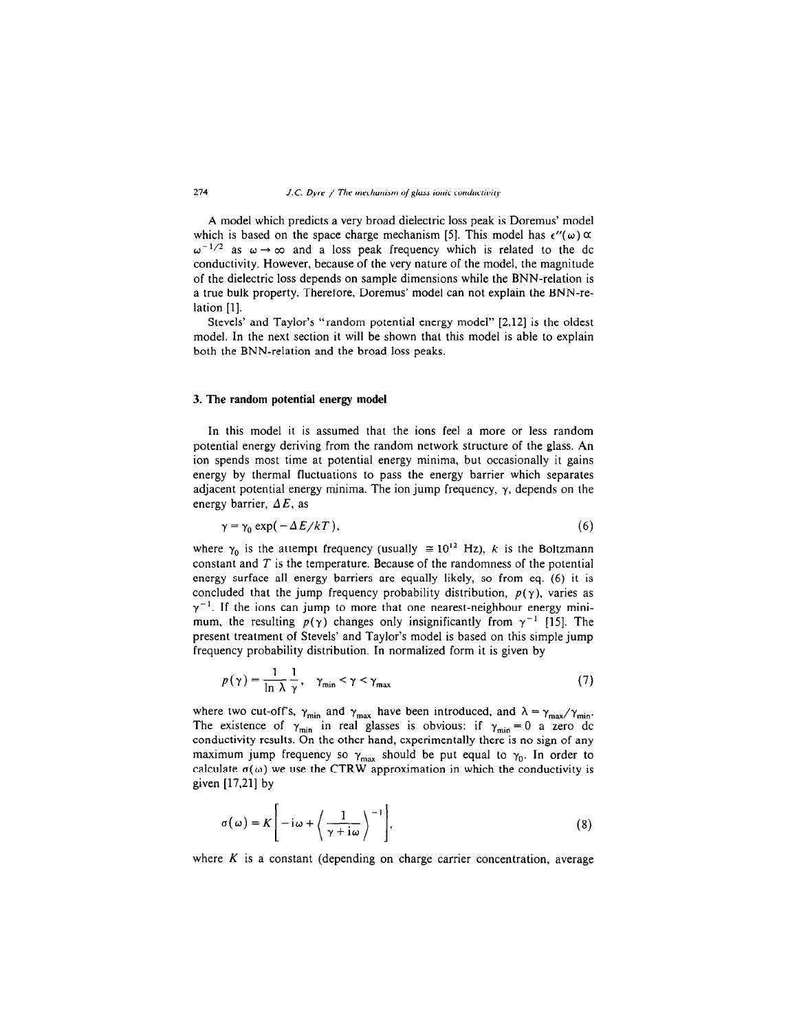A model which predicts a very broad dielectric loss peak is Doremus' model which is based on the space charge mechanism [5]. This model has $\epsilon''(\omega) \propto \omega^{-1/2}$ as $\omega \to \infty$ and a loss peak frequency which is related to the dc conductivity. However, because of the very nature of the model, the magnitude of the dielectric loss depends on sample dimensions while the BNN-relation is a true bulk property. Therefore, Doremus' model can not explain the BNN-relation [1].

Stevels' and Taylor's "random potential energy model" [2,12] is the oldest model. In the next section it will be shown that this model is able to explain both the BNN-relation and the broad loss peaks.

## 3. The random potential energy model

In this model it is assumed that the ions feel a more or less random potential energy deriving from the random network structure of the glass. An ion spends most time at potential energy minima, but occasionally it gains energy by thermal fluctuations to pass the energy barrier which separates adjacent potential energy minima. The ion jump frequency, $\gamma$, depends on the energy barrier, $\Delta E$, as

$$\gamma = \gamma_0 \exp(-\Delta E/kT), \tag{6}$$

where $\gamma_0$ is the attempt frequency (usually $\cong 10^{12}$ Hz), $k$ is the Boltzmann constant and $T$ is the temperature. Because of the randomness of the potential energy surface all energy barriers are equally likely, so from eq. (6) it is concluded that the jump frequency probability distribution, $p(\gamma)$, varies as $\gamma^{-1}$. If the ions can jump to more that one nearest-neighbour energy minimum, the resulting $p(\gamma)$ changes only insignificantly from $\gamma^{-1}$ [15]. The present treatment of Stevels' and Taylor's model is based on this simple jump frequency probability distribution. In normalized form it is given by

$$p(\gamma) = \frac{1}{\ln \lambda} \frac{1}{\gamma}, \quad \gamma_{min} < \gamma < \gamma_{max} \tag{7}$$

where two cut-off's, $\gamma_{min}$ and $\gamma_{max}$ have been introduced, and $\lambda = \gamma_{max}/\gamma_{min}$. The existence of $\gamma_{min}$ in real glasses is obvious: if $\gamma_{min} = 0$ a zero dc conductivity results. On the other hand, experimentally there is no sign of any maximum jump frequency so $\gamma_{max}$ should be put equal to $\gamma_0$. In order to calculate $\sigma(\omega)$ we use the CTRW approximation in which the conductivity is given [17,21] by

$$\sigma(\omega) = K\left[-i\omega + \left\langle \frac{1}{\gamma + i\omega} \right\rangle^{-1}\right], \tag{8}$$

where $K$ is a constant (depending on charge carrier concentration, average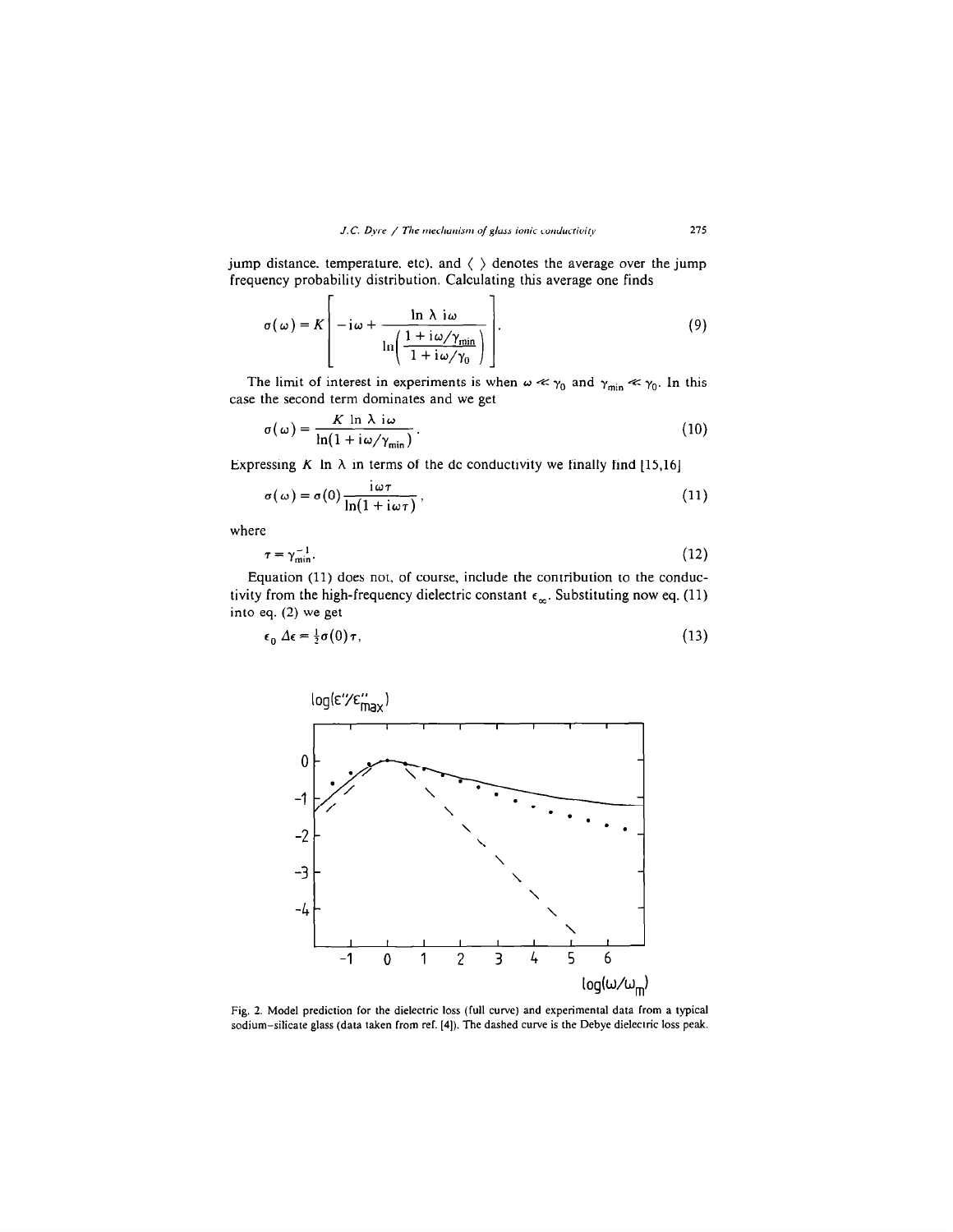jump distance, temperature, etc), and $\langle \; \rangle$ denotes the average over the jump frequency probability distribution. Calculating this average one finds

$$\sigma(\omega) = K\left[ -\mathrm{i}\omega + \frac{\ln \lambda \; \mathrm{i}\omega}{\ln\left(\dfrac{1+\mathrm{i}\omega/\gamma_{\min}}{1+\mathrm{i}\omega/\gamma_0}\right)} \right]. \tag{9}$$

The limit of interest in experiments is when $\omega \ll \gamma_0$ and $\gamma_{\min} \ll \gamma_0$. In this case the second term dominates and we get

$$\sigma(\omega) = \frac{K \ln \lambda \; \mathrm{i}\omega}{\ln(1 + \mathrm{i}\omega/\gamma_{\min})}. \tag{10}$$

Expressing $K \ln \lambda$ in terms of the dc conductivity we finally find [15,16]

$$\sigma(\omega) = \sigma(0)\frac{\mathrm{i}\omega\tau}{\ln(1+\mathrm{i}\omega\tau)}, \tag{11}$$

where

$$\tau = \gamma_{\min}^{-1}. \tag{12}$$

Equation (11) does not, of course, include the contribution to the conductivity from the high-frequency dielectric constant $\epsilon_\infty$. Substituting now eq. (11) into eq. (2) we get

$$\epsilon_0 \, \Delta\epsilon = \tfrac{1}{2}\sigma(0)\tau, \tag{13}$$

Fig. 2. Model prediction for the dielectric loss (full curve) and experimental data from a typical sodium–silicate glass (data taken from ref. [4]). The dashed curve is the Debye dielectric loss peak.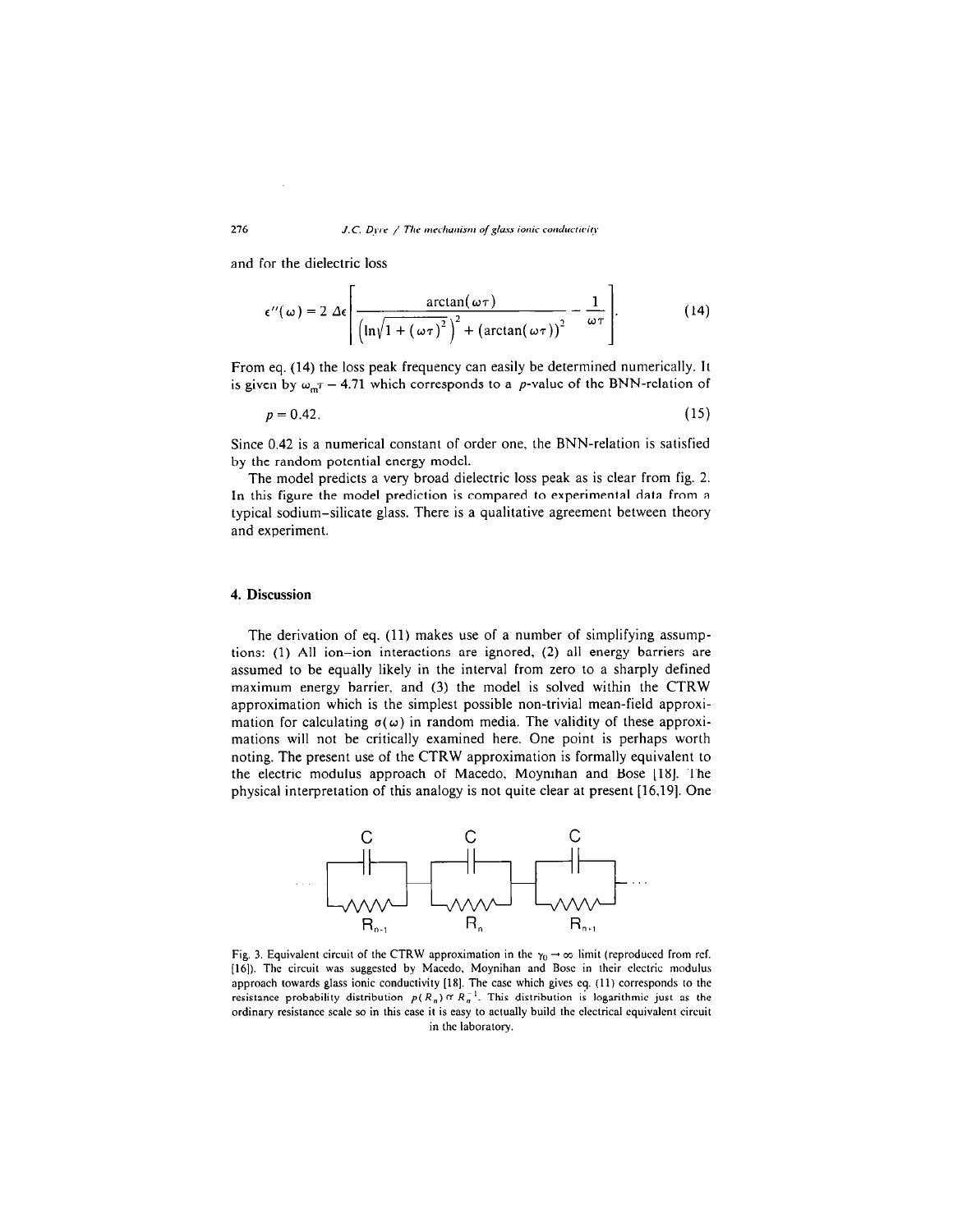and for the dielectric loss

$$\epsilon''(\omega) = 2\,\Delta\epsilon\left[\frac{\arctan(\omega\tau)}{\left(\ln\sqrt{1+(\omega\tau)^2}\right)^2 + (\arctan(\omega\tau))^2} - \frac{1}{\omega\tau}\right]. \tag{14}$$

From eq. (14) the loss peak frequency can easily be determined numerically. It is given by $\omega_m\tau = 4.71$ which corresponds to a $p$-value of the BNN-relation of

$$p = 0.42. \tag{15}$$

Since 0.42 is a numerical constant of order one, the BNN-relation is satisfied by the random potential energy model.

The model predicts a very broad dielectric loss peak as is clear from fig. 2. In this figure the model prediction is compared to experimental data from a typical sodium–silicate glass. There is a qualitative agreement between theory and experiment.

## 4. Discussion

The derivation of eq. (11) makes use of a number of simplifying assumptions: (1) All ion–ion interactions are ignored, (2) all energy barriers are assumed to be equally likely in the interval from zero to a sharply defined maximum energy barrier, and (3) the model is solved within the CTRW approximation which is the simplest possible non-trivial mean-field approximation for calculating $\sigma(\omega)$ in random media. The validity of these approximations will not be critically examined here. One point is perhaps worth noting. The present use of the CTRW approximation is formally equivalent to the electric modulus approach of Macedo, Moynihan and Bose [18]. The physical interpretation of this analogy is not quite clear at present [16,19]. One

Fig. 3. Equivalent circuit of the CTRW approximation in the $\gamma_0 \to \infty$ limit (reproduced from ref. [16]). The circuit was suggested by Macedo, Moynihan and Bose in their electric modulus approach towards glass ionic conductivity [18]. The case which gives eq. (11) corresponds to the resistance probability distribution $p(R_n) \propto R_n^{-1}$. This distribution is logarithmic just as the ordinary resistance scale so in this case it is easy to actually build the electrical equivalent circuit in the laboratory.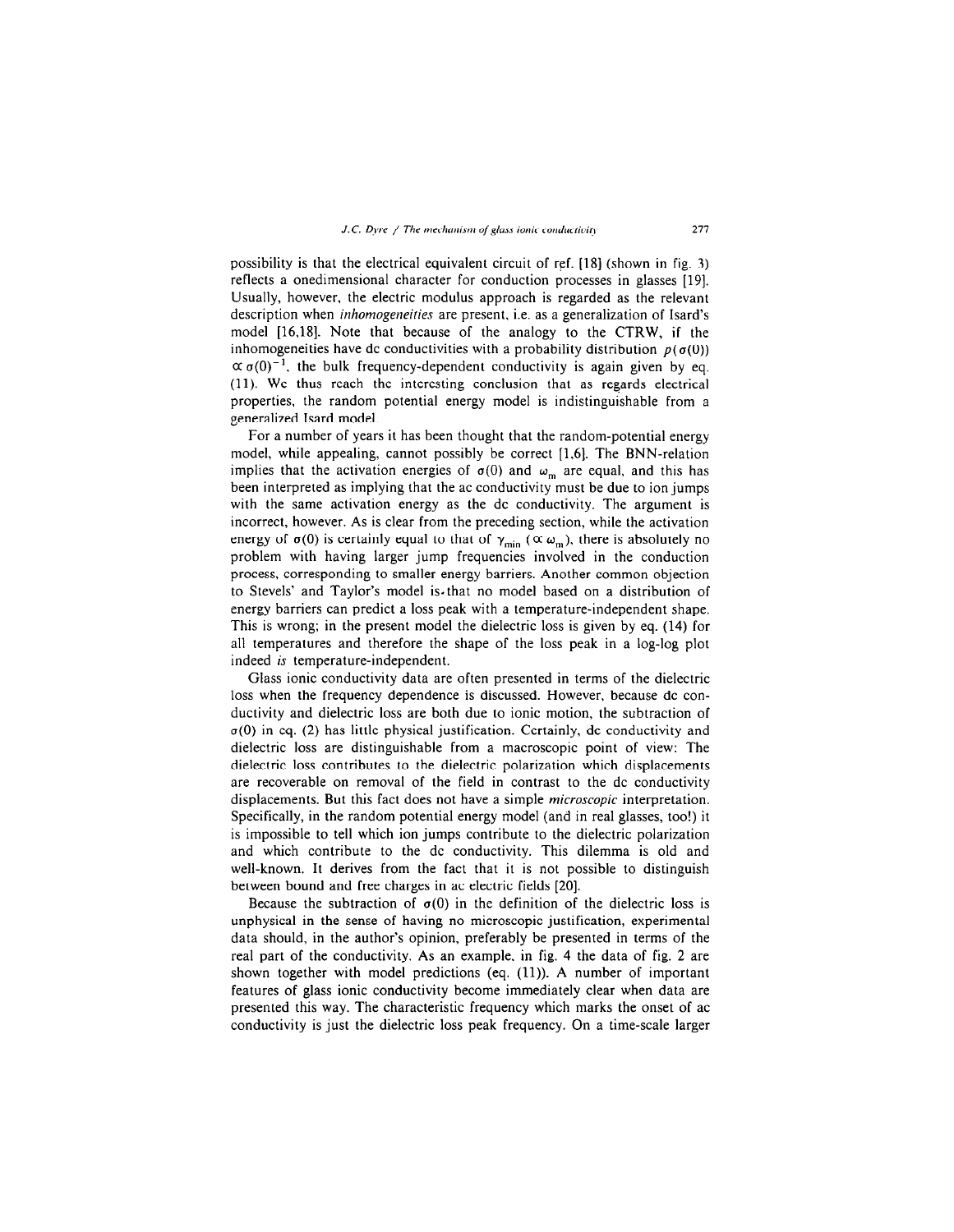possibility is that the electrical equivalent circuit of ref. [18] (shown in fig. 3) reflects a onedimensional character for conduction processes in glasses [19]. Usually, however, the electric modulus approach is regarded as the relevant description when *inhomogeneities* are present, i.e. as a generalization of Isard's model [16,18]. Note that because of the analogy to the CTRW, if the inhomogeneities have dc conductivities with a probability distribution $p(\sigma(0)) \propto \sigma(0)^{-1}$, the bulk frequency-dependent conductivity is again given by eq. (11). We thus reach the interesting conclusion that as regards electrical properties, the random potential energy model is indistinguishable from a generalized Isard model.

For a number of years it has been thought that the random-potential energy model, while appealing, cannot possibly be correct [1,6]. The BNN-relation implies that the activation energies of $\sigma(0)$ and $\omega_m$ are equal, and this has been interpreted as implying that the ac conductivity must be due to ion jumps with the same activation energy as the dc conductivity. The argument is incorrect, however. As is clear from the preceding section, while the activation energy of $\sigma(0)$ is certainly equal to that of $\gamma_{min}$ ($\propto \omega_m$), there is absolutely no problem with having larger jump frequencies involved in the conduction process, corresponding to smaller energy barriers. Another common objection to Stevels' and Taylor's model is that no model based on a distribution of energy barriers can predict a loss peak with a temperature-independent shape. This is wrong; in the present model the dielectric loss is given by eq. (14) for all temperatures and therefore the shape of the loss peak in a log-log plot indeed *is* temperature-independent.

Glass ionic conductivity data are often presented in terms of the dielectric loss when the frequency dependence is discussed. However, because dc conductivity and dielectric loss are both due to ionic motion, the subtraction of $\sigma(0)$ in eq. (2) has little physical justification. Certainly, dc conductivity and dielectric loss are distinguishable from a macroscopic point of view: The dielectric loss contributes to the dielectric polarization which displacements are recoverable on removal of the field in contrast to the dc conductivity displacements. But this fact does not have a simple *microscopic* interpretation. Specifically, in the random potential energy model (and in real glasses, too!) it is impossible to tell which ion jumps contribute to the dielectric polarization and which contribute to the dc conductivity. This dilemma is old and well-known. It derives from the fact that it is not possible to distinguish between bound and free charges in ac electric fields [20].

Because the subtraction of $\sigma(0)$ in the definition of the dielectric loss is unphysical in the sense of having no microscopic justification, experimental data should, in the author's opinion, preferably be presented in terms of the real part of the conductivity. As an example, in fig. 4 the data of fig. 2 are shown together with model predictions (eq. (11)). A number of important features of glass ionic conductivity become immediately clear when data are presented this way. The characteristic frequency which marks the onset of ac conductivity is just the dielectric loss peak frequency. On a time-scale larger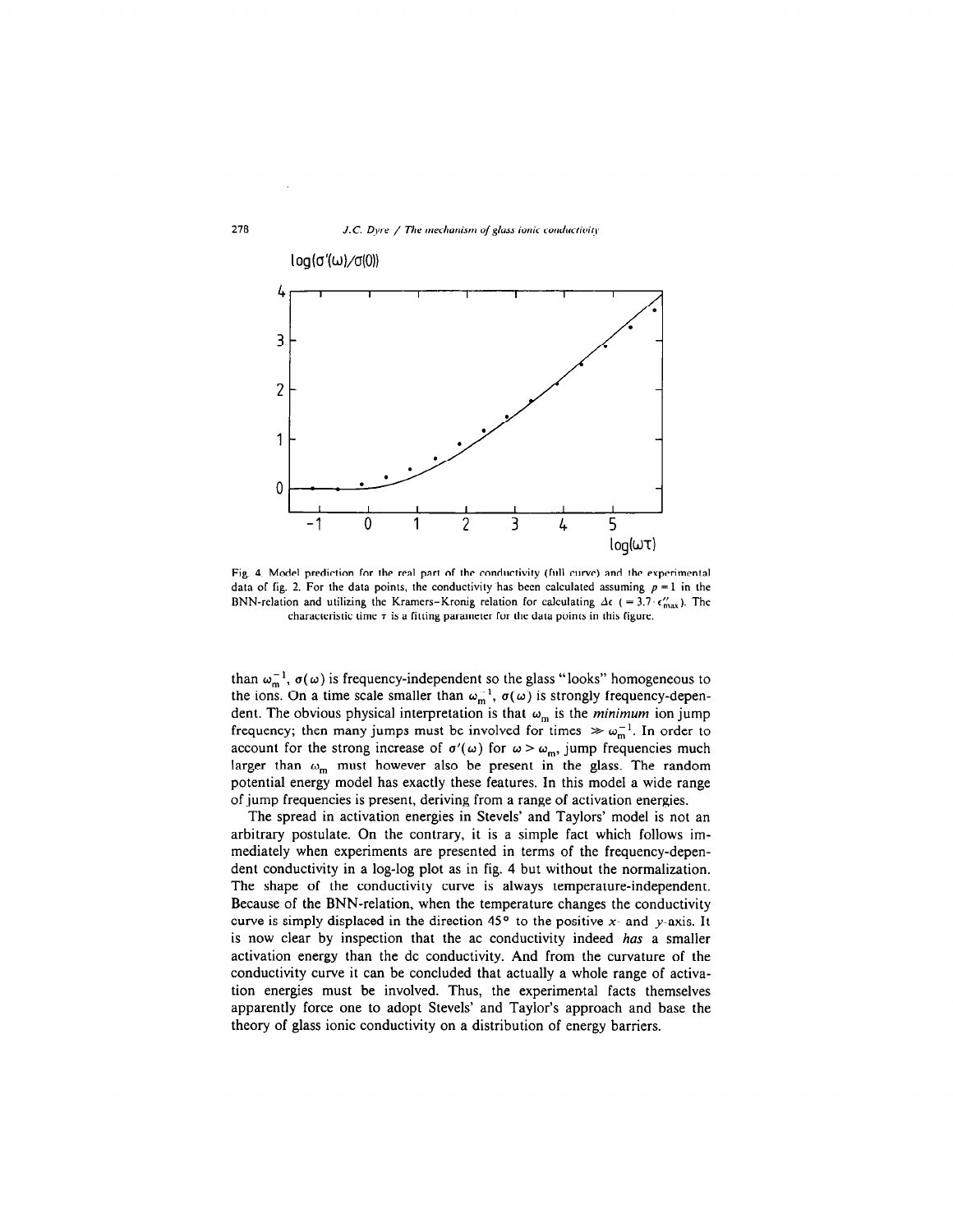Fig. 4. Model prediction for the real part of the conductivity (full curve) and the experimental data of fig. 2. For the data points, the conductivity has been calculated assuming $p = 1$ in the BNN-relation and utilizing the Kramers–Kronig relation for calculating $\Delta\epsilon$ ($= 3.7 \cdot \epsilon''_{max}$). The characteristic time $\tau$ is a fitting parameter for the data points in this figure.

than $\omega_m^{-1}$, $\sigma(\omega)$ is frequency-independent so the glass "looks" homogeneous to the ions. On a time scale smaller than $\omega_m^{-1}$, $\sigma(\omega)$ is strongly frequency-dependent. The obvious physical interpretation is that $\omega_m$ is the *minimum* ion jump frequency; then many jumps must be involved for times $\gg \omega_m^{-1}$. In order to account for the strong increase of $\sigma'(\omega)$ for $\omega > \omega_m$, jump frequencies much larger than $\omega_m$ must however also be present in the glass. The random potential energy model has exactly these features. In this model a wide range of jump frequencies is present, deriving from a range of activation energies.

The spread in activation energies in Stevels' and Taylors' model is not an arbitrary postulate. On the contrary, it is a simple fact which follows immediately when experiments are presented in terms of the frequency-dependent conductivity in a log-log plot as in fig. 4 but without the normalization. The shape of the conductivity curve is always temperature-independent. Because of the BNN-relation, when the temperature changes the conductivity curve is simply displaced in the direction 45° to the positive $x$- and $y$-axis. It is now clear by inspection that the ac conductivity indeed *has* a smaller activation energy than the dc conductivity. And from the curvature of the conductivity curve it can be concluded that actually a whole range of activation energies must be involved. Thus, the experimental facts themselves apparently force one to adopt Stevels' and Taylor's approach and base the theory of glass ionic conductivity on a distribution of energy barriers.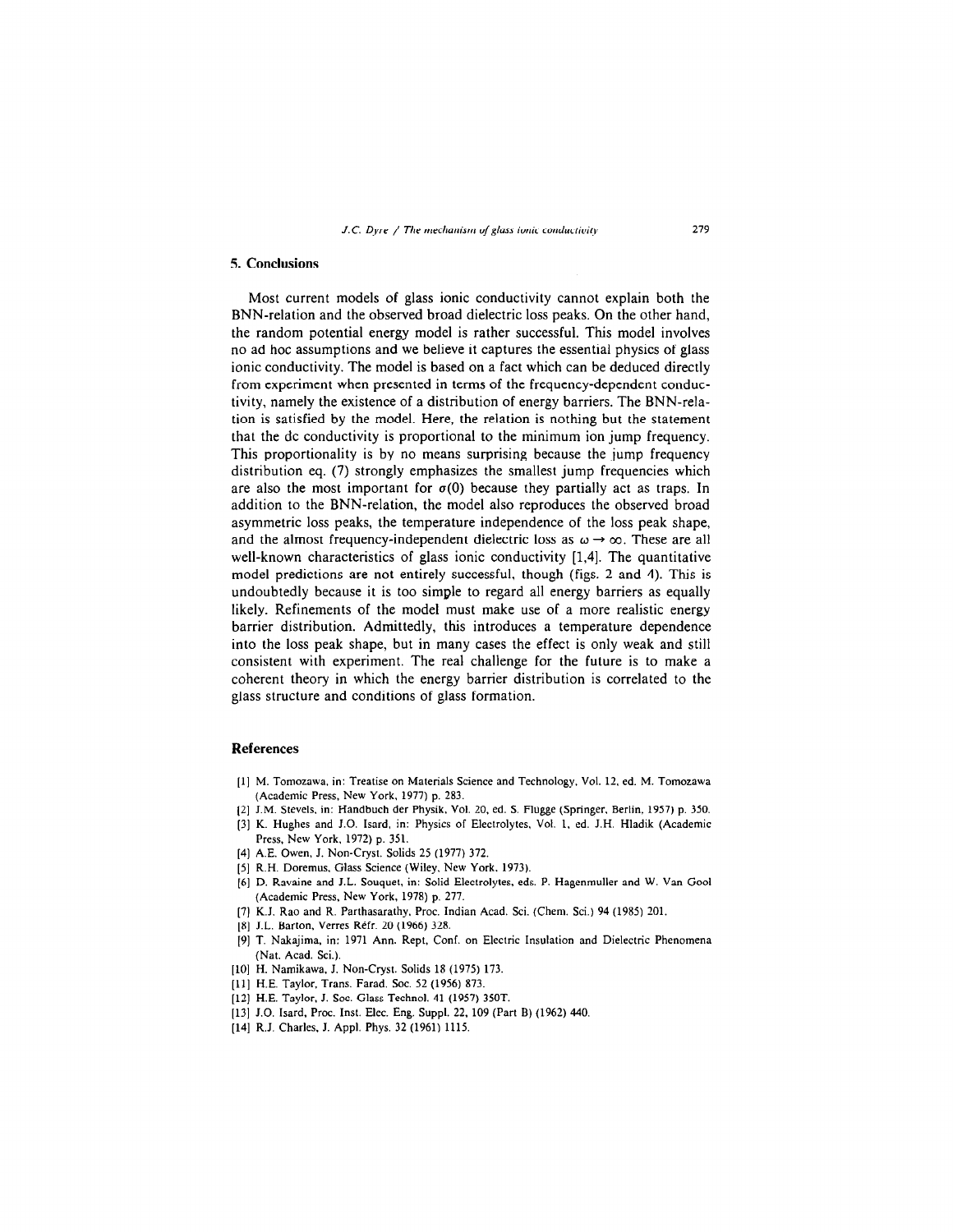## 5. Conclusions

Most current models of glass ionic conductivity cannot explain both the BNN-relation and the observed broad dielectric loss peaks. On the other hand, the random potential energy model is rather successful. This model involves no ad hoc assumptions and we believe it captures the essential physics of glass ionic conductivity. The model is based on a fact which can be deduced directly from experiment when presented in terms of the frequency-dependent conductivity, namely the existence of a distribution of energy barriers. The BNN-relation is satisfied by the model. Here, the relation is nothing but the statement that the dc conductivity is proportional to the minimum ion jump frequency. This proportionality is by no means surprising because the jump frequency distribution eq. (7) strongly emphasizes the smallest jump frequencies which are also the most important for $\sigma(0)$ because they partially act as traps. In addition to the BNN-relation, the model also reproduces the observed broad asymmetric loss peaks, the temperature independence of the loss peak shape, and the almost frequency-independent dielectric loss as $\omega \to \infty$. These are all well-known characteristics of glass ionic conductivity [1,4]. The quantitative model predictions are not entirely successful, though (figs. 2 and 4). This is undoubtedly because it is too simple to regard all energy barriers as equally likely. Refinements of the model must make use of a more realistic energy barrier distribution. Admittedly, this introduces a temperature dependence into the loss peak shape, but in many cases the effect is only weak and still consistent with experiment. The real challenge for the future is to make a coherent theory in which the energy barrier distribution is correlated to the glass structure and conditions of glass formation.

## References

[1] M. Tomozawa, in: Treatise on Materials Science and Technology, Vol. 12, ed. M. Tomozawa (Academic Press, New York, 1977) p. 283.

[2] J.M. Stevels, in: Handbuch der Physik, Vol. 20, ed. S. Flügge (Springer, Berlin, 1957) p. 350.

[3] K. Hughes and J.O. Isard, in: Physics of Electrolytes, Vol. 1, ed. J.H. Hladik (Academic Press, New York, 1972) p. 351.

[4] A.E. Owen, J. Non-Cryst. Solids 25 (1977) 372.

[5] R.H. Doremus, Glass Science (Wiley, New York, 1973).

[6] D. Ravaine and J.L. Souquet, in: Solid Electrolytes, eds. P. Hagenmuller and W. Van Gool (Academic Press, New York, 1978) p. 277.

[7] K.J. Rao and R. Parthasarathy, Proc. Indian Acad. Sci. (Chem. Sci.) 94 (1985) 201.

[8] J.L. Barton, Verres Réfr. 20 (1966) 328.

[9] T. Nakajima, in: 1971 Ann. Rept, Conf. on Electric Insulation and Dielectric Phenomena (Nat. Acad. Sci.).

[10] H. Namikawa, J. Non-Cryst. Solids 18 (1975) 173.

[11] H.E. Taylor, Trans. Farad. Soc. 52 (1956) 873.

[12] H.E. Taylor, J. Soc. Glass Technol. 41 (1957) 350T.

[13] J.O. Isard, Proc. Inst. Elec. Eng. Suppl. 22, 109 (Part B) (1962) 440.

[14] R.J. Charles, J. Appl. Phys. 32 (1961) 1115.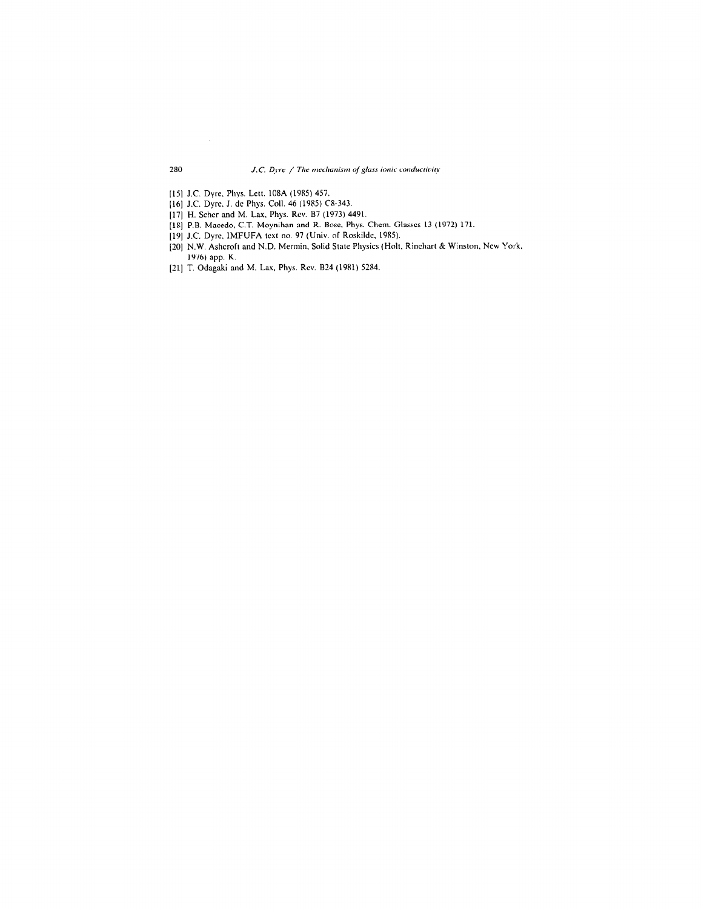[15] J.C. Dyre, Phys. Lett. 108A (1985) 457.
[16] J.C. Dyre, J. de Phys. Coll. 46 (1985) C8-343.
[17] H. Scher and M. Lax, Phys. Rev. B7 (1973) 4491.
[18] P.B. Macedo, C.T. Moynihan and R. Bose, Phys. Chem. Glasses 13 (1972) 171.
[19] J.C. Dyre, IMFUFA text no. 97 (Univ. of Roskilde, 1985).
[20] N.W. Ashcroft and N.D. Mermin, Solid State Physics (Holt, Rinehart & Winston, New York, 1976) app. K.
[21] T. Odagaki and M. Lax, Phys. Rev. B24 (1981) 5284.